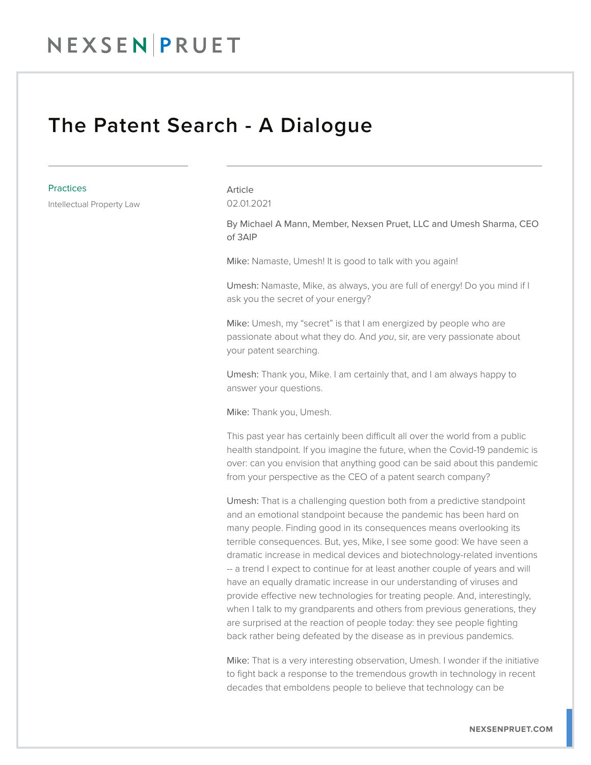# The Patent Search - A Dialogue

Practices

Intellectual Property Law

Article

02.01.2021

By Michael A Mann, Member, Nexsen Pruet, LLC and Umesh Sharma, CEO of 3AIP

Mike: Namaste, Umesh! It is good to talk with you again!

Umesh: Namaste, Mike, as always, you are full of energy! Do you mind if I ask you the secret of your energy?

Mike: Umesh, my "secret" is that I am energized by people who are passionate about what they do. And *you*, sir, are very passionate about your patent searching.

Umesh: Thank you, Mike. I am certainly that, and I am always happy to answer your questions.

Mike: Thank you, Umesh.

This past year has certainly been difficult all over the world from a public health standpoint. If you imagine the future, when the Covid-19 pandemic is over: can you envision that anything good can be said about this pandemic from your perspective as the CEO of a patent search company?

Umesh: That is a challenging question both from a predictive standpoint and an emotional standpoint because the pandemic has been hard on many people. Finding good in its consequences means overlooking its terrible consequences. But, yes, Mike, I see some good: We have seen a dramatic increase in medical devices and biotechnology-related inventions -- a trend I expect to continue for at least another couple of years and will have an equally dramatic increase in our understanding of viruses and provide effective new technologies for treating people. And, interestingly, when I talk to my grandparents and others from previous generations, they are surprised at the reaction of people today: they see people fighting back rather being defeated by the disease as in previous pandemics.

Mike: That is a very interesting observation, Umesh. I wonder if the initiative to fight back a response to the tremendous growth in technology in recent decades that emboldens people to believe that technology can be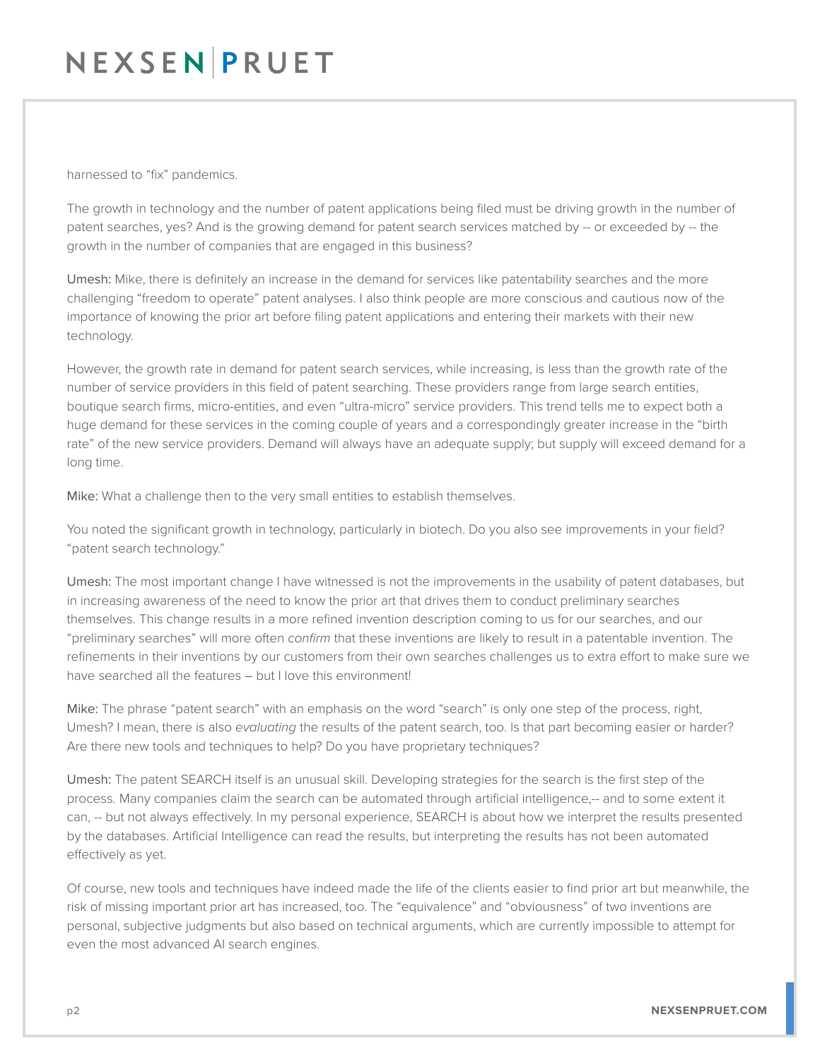harnessed to “fix” pandemics.

The growth in technology and the number of patent applications being filed must be driving growth in the number of patent searches, yes? And is the growing demand for patent search services matched by -- or exceeded by -- the growth in the number of companies that are engaged in this business?

**Umesh:** Mike, there is definitely an increase in the demand for services like patentability searches and the more challenging “freedom to operate” patent analyses. I also think people are more conscious and cautious now of the importance of knowing the prior art before filing patent applications and entering their markets with their new technology.

However, the growth rate in demand for patent search services, while increasing, is less than the growth rate of the number of service providers in this field of patent searching. These providers range from large search entities, boutique search firms, micro-entities, and even “ultra-micro” service providers. This trend tells me to expect both a huge demand for these services in the coming couple of years and a correspondingly greater increase in the “birth rate” of the new service providers. Demand will always have an adequate supply; but supply will exceed demand for a long time.

**Mike:** What a challenge then to the very small entities to establish themselves.

You noted the significant growth in technology, particularly in biotech. Do you also see improvements in your field? “patent search technology.”

**Umesh:** The most important change I have witnessed is not the improvements in the usability of patent databases, but in increasing awareness of the need to know the prior art that drives them to conduct preliminary searches themselves. This change results in a more refined invention description coming to us for our searches, and our “preliminary searches” will more often *confirm* that these inventions are likely to result in a patentable invention. The refinements in their inventions by our customers from their own searches challenges us to extra effort to make sure we have searched all the features – but I love this environment!

**Mike:** The phrase “patent search” with an emphasis on the word “search” is only one step of the process, right, Umesh? I mean, there is also *evaluating* the results of the patent search, too. Is that part becoming easier or harder? Are there new tools and techniques to help? Do you have proprietary techniques?

**Umesh:** The patent SEARCH itself is an unusual skill. Developing strategies for the search is the first step of the process. Many companies claim the search can be automated through artificial intelligence,-- and to some extent it can, -- but not always effectively. In my personal experience, SEARCH is about how we interpret the results presented by the databases. Artificial Intelligence can read the results, but interpreting the results has not been automated effectively as yet.

Of course, new tools and techniques have indeed made the life of the clients easier to find prior art but meanwhile, the risk of missing important prior art has increased, too. The “equivalence” and “obviousness” of two inventions are personal, subjective judgments but also based on technical arguments, which are currently impossible to attempt for even the most advanced AI search engines.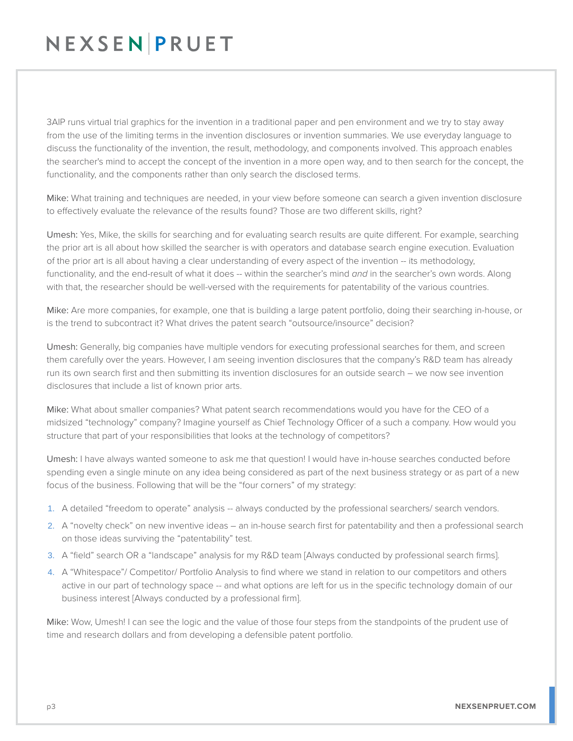3AIP runs virtual trial graphics for the invention in a traditional paper and pen environment and we try to stay away from the use of the limiting terms in the invention disclosures or invention summaries. We use everyday language to discuss the functionality of the invention, the result, methodology, and components involved. This approach enables the searcher's mind to accept the concept of the invention in a more open way, and to then search for the concept, the functionality, and the components rather than only search the disclosed terms.

Mike: What training and techniques are needed, in your view before someone can search a given invention disclosure to effectively evaluate the relevance of the results found? Those are two different skills, right?

Umesh: Yes, Mike, the skills for searching and for evaluating search results are quite different. For example, searching the prior art is all about how skilled the searcher is with operators and database search engine execution. Evaluation of the prior art is all about having a clear understanding of every aspect of the invention -- its methodology, functionality, and the end-result of what it does -- within the searcher's mind *and* in the searcher's own words. Along with that, the researcher should be well-versed with the requirements for patentability of the various countries.

Mike: Are more companies, for example, one that is building a large patent portfolio, doing their searching in-house, or is the trend to subcontract it? What drives the patent search "outsource/insource" decision?

Umesh: Generally, big companies have multiple vendors for executing professional searches for them, and screen them carefully over the years. However, I am seeing invention disclosures that the company's R&D team has already run its own search first and then submitting its invention disclosures for an outside search – we now see invention disclosures that include a list of known prior arts.

Mike: What about smaller companies? What patent search recommendations would you have for the CEO of a midsized "technology" company? Imagine yourself as Chief Technology Officer of a such a company. How would you structure that part of your responsibilities that looks at the technology of competitors?

Umesh: I have always wanted someone to ask me that question! I would have in-house searches conducted before spending even a single minute on any idea being considered as part of the next business strategy or as part of a new focus of the business. Following that will be the "four corners" of my strategy:

1. A detailed "freedom to operate" analysis -- always conducted by the professional searchers/ search vendors.
2. A "novelty check" on new inventive ideas – an in-house search first for patentability and then a professional search on those ideas surviving the "patentability" test.
3. A "field" search OR a "landscape" analysis for my R&D team [Always conducted by professional search firms].
4. A "Whitespace"/ Competitor/ Portfolio Analysis to find where we stand in relation to our competitors and others active in our part of technology space -- and what options are left for us in the specific technology domain of our business interest [Always conducted by a professional firm].

Mike: Wow, Umesh! I can see the logic and the value of those four steps from the standpoints of the prudent use of time and research dollars and from developing a defensible patent portfolio.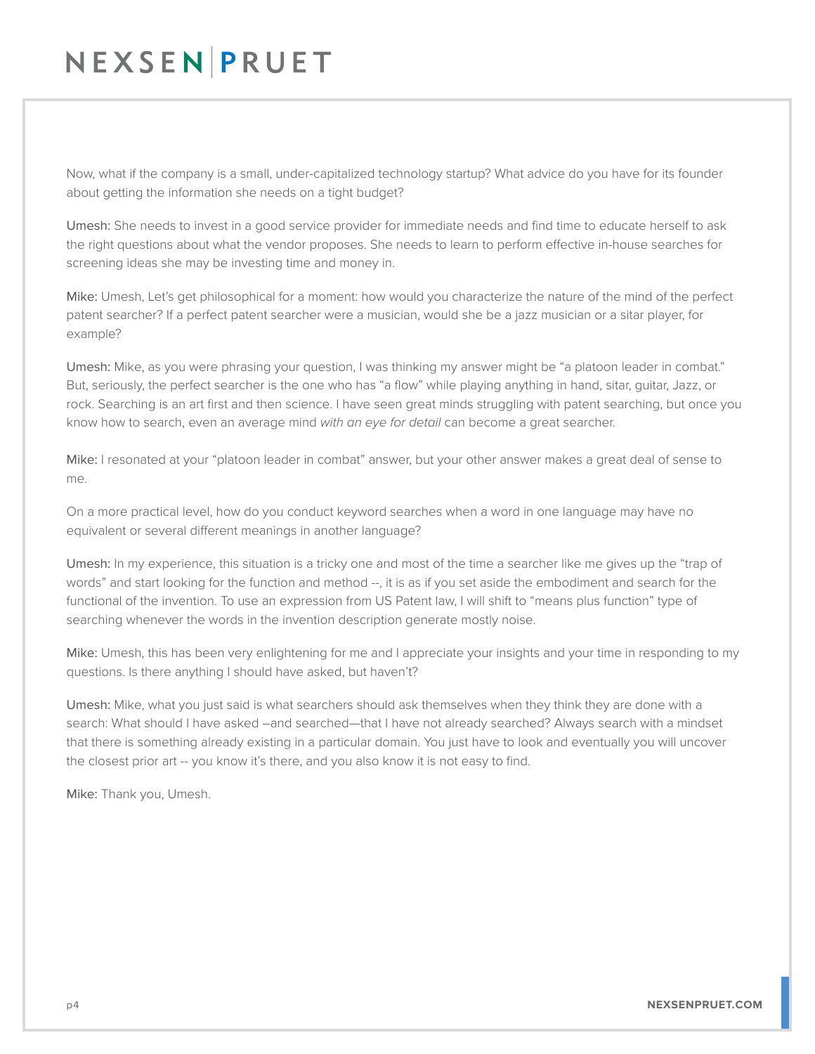Now, what if the company is a small, under-capitalized technology startup? What advice do you have for its founder about getting the information she needs on a tight budget?

Umesh: She needs to invest in a good service provider for immediate needs and find time to educate herself to ask the right questions about what the vendor proposes. She needs to learn to perform effective in-house searches for screening ideas she may be investing time and money in.

Mike: Umesh, Let's get philosophical for a moment: how would you characterize the nature of the mind of the perfect patent searcher? If a perfect patent searcher were a musician, would she be a jazz musician or a sitar player, for example?

Umesh: Mike, as you were phrasing your question, I was thinking my answer might be "a platoon leader in combat." But, seriously, the perfect searcher is the one who has "a flow" while playing anything in hand, sitar, guitar, Jazz, or rock. Searching is an art first and then science. I have seen great minds struggling with patent searching, but once you know how to search, even an average mind *with an eye for detail* can become a great searcher.

Mike: I resonated at your "platoon leader in combat" answer, but your other answer makes a great deal of sense to me.

On a more practical level, how do you conduct keyword searches when a word in one language may have no equivalent or several different meanings in another language?

Umesh: In my experience, this situation is a tricky one and most of the time a searcher like me gives up the "trap of words" and start looking for the function and method --, it is as if you set aside the embodiment and search for the functional of the invention. To use an expression from US Patent law, I will shift to "means plus function" type of searching whenever the words in the invention description generate mostly noise.

Mike: Umesh, this has been very enlightening for me and I appreciate your insights and your time in responding to my questions. Is there anything I should have asked, but haven't?

Umesh: Mike, what you just said is what searchers should ask themselves when they think they are done with a search: What should I have asked –and searched—that I have not already searched? Always search with a mindset that there is something already existing in a particular domain. You just have to look and eventually you will uncover the closest prior art -- you know it's there, and you also know it is not easy to find.

Mike: Thank you, Umesh.